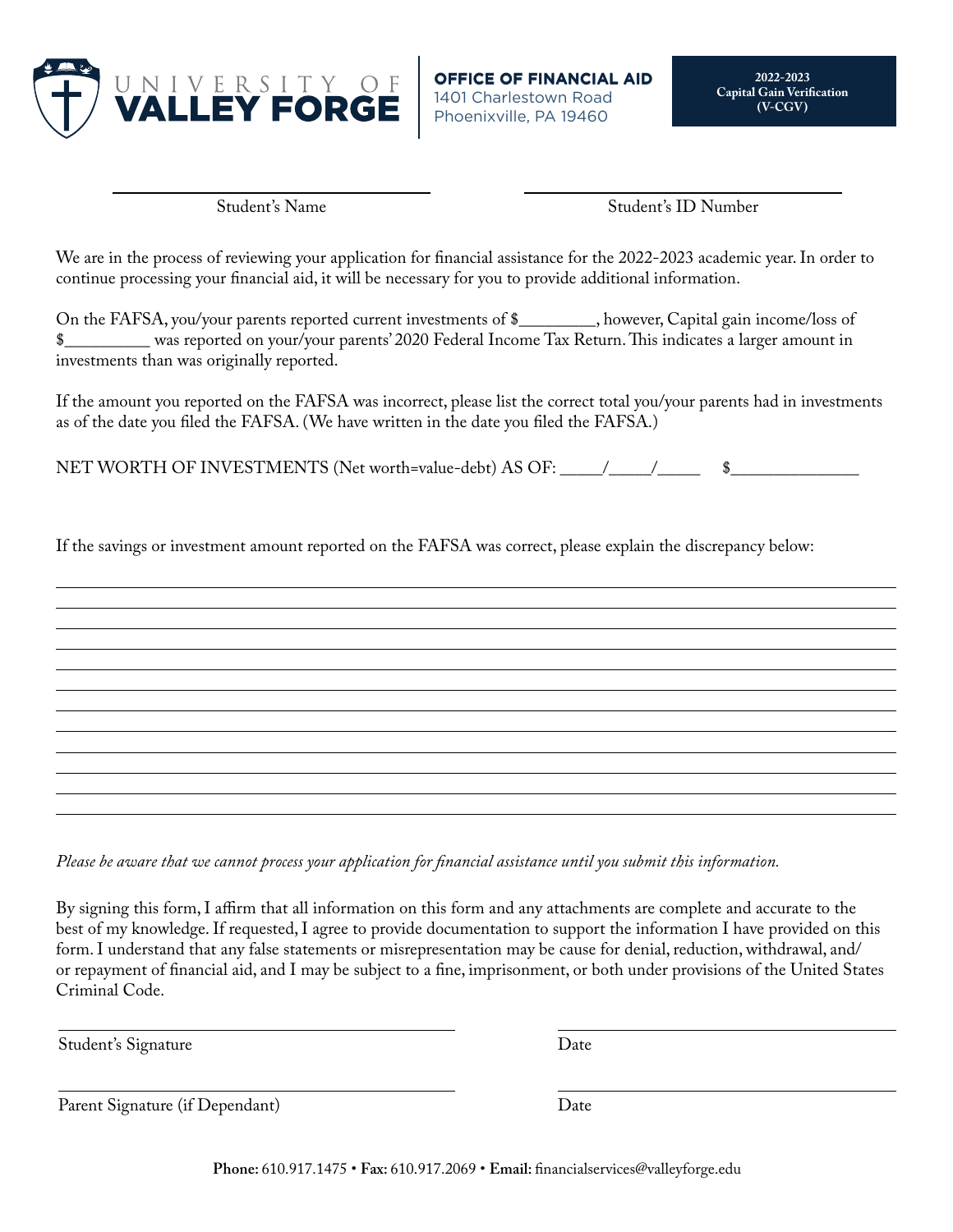UNIVERSITY OF **VALLEY FORGE**

**OFFICE OF FINANCIAL AID**
1401 Charlestown Road
Phoenixville, PA 19460

**2022-2023**
**Capital Gain Verification**
**(V-CGV)**

______________________________ Student's Name

______________________________ Student's ID Number

We are in the process of reviewing your application for financial assistance for the 2022-2023 academic year. In order to continue processing your financial aid, it will be necessary for you to provide additional information.

On the FAFSA, you/your parents reported current investments of $_________, however, Capital gain income/loss of $__________ was reported on your/your parents' 2020 Federal Income Tax Return. This indicates a larger amount in investments than was originally reported.

If the amount you reported on the FAFSA was incorrect, please list the correct total you/your parents had in investments as of the date you filed the FAFSA. (We have written in the date you filed the FAFSA.)

NET WORTH OF INVESTMENTS (Net worth=value-debt) AS OF: _____/_____/_____ $_______________

If the savings or investment amount reported on the FAFSA was correct, please explain the discrepancy below:

______________________________________________________________________________

______________________________________________________________________________

______________________________________________________________________________

______________________________________________________________________________

______________________________________________________________________________

______________________________________________________________________________

______________________________________________________________________________

______________________________________________________________________________

______________________________________________________________________________

______________________________________________________________________________

______________________________________________________________________________

______________________________________________________________________________

*Please be aware that we cannot process your application for financial assistance until you submit this information.*

By signing this form, I affirm that all information on this form and any attachments are complete and accurate to the best of my knowledge. If requested, I agree to provide documentation to support the information I have provided on this form. I understand that any false statements or misrepresentation may be cause for denial, reduction, withdrawal, and/or repayment of financial aid, and I may be subject to a fine, imprisonment, or both under provisions of the United States Criminal Code.

______________________________ Student's Signature

______________________________ Date

______________________________ Parent Signature (if Dependant)

______________________________ Date

**Phone:** 610.917.1475 • **Fax:** 610.917.2069 • **Email:** financialservices@valleyforge.edu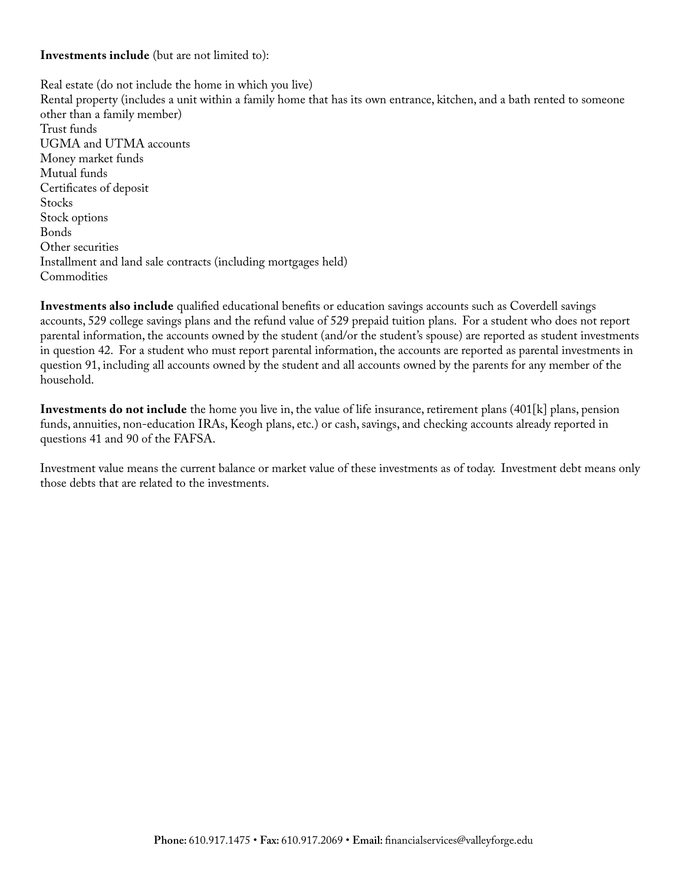**Investments include** (but are not limited to):

Real estate (do not include the home in which you live)
Rental property (includes a unit within a family home that has its own entrance, kitchen, and a bath rented to someone other than a family member)
Trust funds
UGMA and UTMA accounts
Money market funds
Mutual funds
Certificates of deposit
Stocks
Stock options
Bonds
Other securities
Installment and land sale contracts (including mortgages held)
Commodities

**Investments also include** qualified educational benefits or education savings accounts such as Coverdell savings accounts, 529 college savings plans and the refund value of 529 prepaid tuition plans. For a student who does not report parental information, the accounts owned by the student (and/or the student's spouse) are reported as student investments in question 42. For a student who must report parental information, the accounts are reported as parental investments in question 91, including all accounts owned by the student and all accounts owned by the parents for any member of the household.

**Investments do not include** the home you live in, the value of life insurance, retirement plans (401[k] plans, pension funds, annuities, non-education IRAs, Keogh plans, etc.) or cash, savings, and checking accounts already reported in questions 41 and 90 of the FAFSA.

Investment value means the current balance or market value of these investments as of today. Investment debt means only those debts that are related to the investments.

**Phone:** 610.917.1475 • **Fax:** 610.917.2069 • **Email:** financialservices@valleyforge.edu